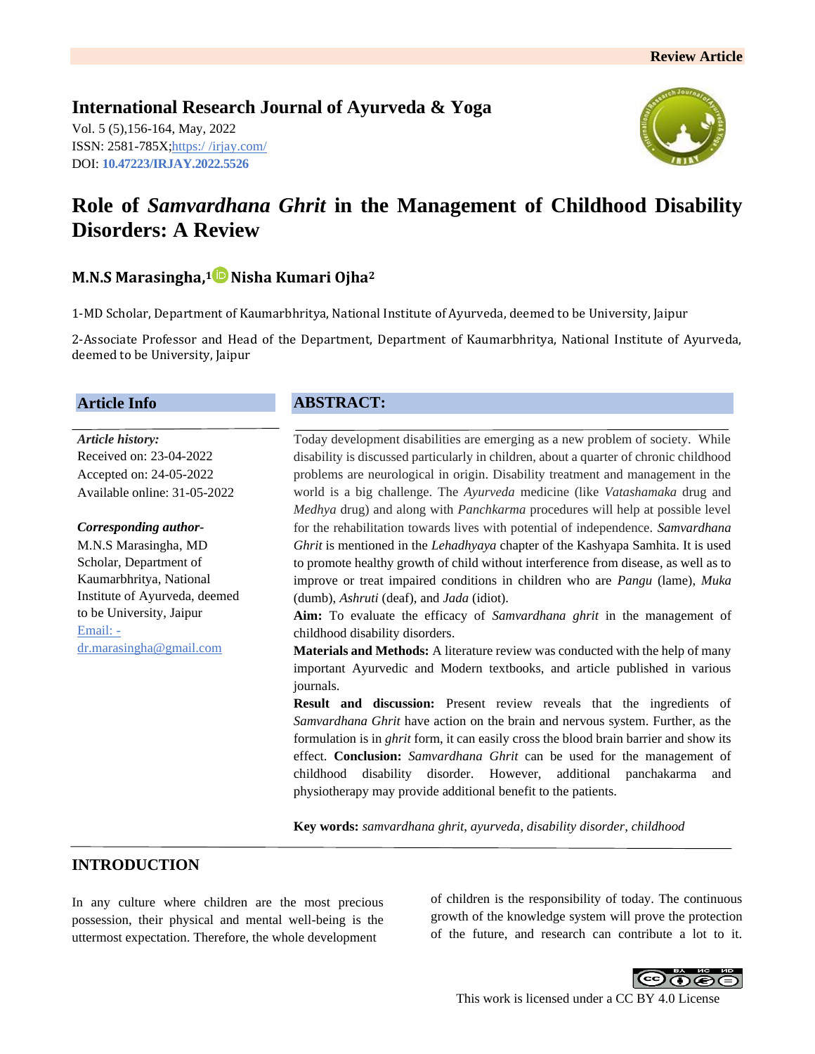Review Article

**International Research Journal of Ayurveda & Yoga**

Vol. 5 (5),156-164, May, 2022
ISSN: 2581-785X;https:/ /irjay.com/
DOI: **10.47223/IRJAY.2022.5526**

# Role of *Samvardhana Ghrit* in the Management of Childhood Disability Disorders: A Review

**M.N.S Marasingha,[1] Nisha Kumari Ojha[2]**

1-MD Scholar, Department of Kaumarbhritya, National Institute of Ayurveda, deemed to be University, Jaipur

2-Associate Professor and Head of the Department, Department of Kaumarbhritya, National Institute of Ayurveda, deemed to be University, Jaipur

## Article Info

***Article history:***
Received on: 23-04-2022
Accepted on: 24-05-2022
Available online: 31-05-2022

***Corresponding author-***
M.N.S Marasingha, MD Scholar, Department of Kaumarbhritya, National Institute of Ayurveda, deemed to be University, Jaipur
Email: - dr.marasingha@gmail.com

## ABSTRACT:

Today development disabilities are emerging as a new problem of society. While disability is discussed particularly in children, about a quarter of chronic childhood problems are neurological in origin. Disability treatment and management in the world is a big challenge. The *Ayurveda* medicine (like *Vatashamaka* drug and *Medhya* drug) and along with *Panchkarma* procedures will help at possible level for the rehabilitation towards lives with potential of independence. *Samvardhana Ghrit* is mentioned in the *Lehadhyaya* chapter of the Kashyapa Samhita. It is used to promote healthy growth of child without interference from disease, as well as to improve or treat impaired conditions in children who are *Pangu* (lame), *Muka* (dumb), *Ashruti* (deaf), and *Jada* (idiot).

**Aim:** To evaluate the efficacy of *Samvardhana ghrit* in the management of childhood disability disorders.

**Materials and Methods:** A literature review was conducted with the help of many important Ayurvedic and Modern textbooks, and article published in various journals.

**Result and discussion:** Present review reveals that the ingredients of *Samvardhana Ghrit* have action on the brain and nervous system. Further, as the formulation is in *ghrit* form, it can easily cross the blood brain barrier and show its effect. **Conclusion:** *Samvardhana Ghrit* can be used for the management of childhood disability disorder. However, additional panchakarma and physiotherapy may provide additional benefit to the patients.

**Key words:** *samvardhana ghrit*, *ayurveda*, *disability disorder*, *childhood*

## INTRODUCTION

In any culture where children are the most precious possession, their physical and mental well-being is the uttermost expectation. Therefore, the whole development of children is the responsibility of today. The continuous growth of the knowledge system will prove the protection of the future, and research can contribute a lot to it.

This work is licensed under a CC BY 4.0 License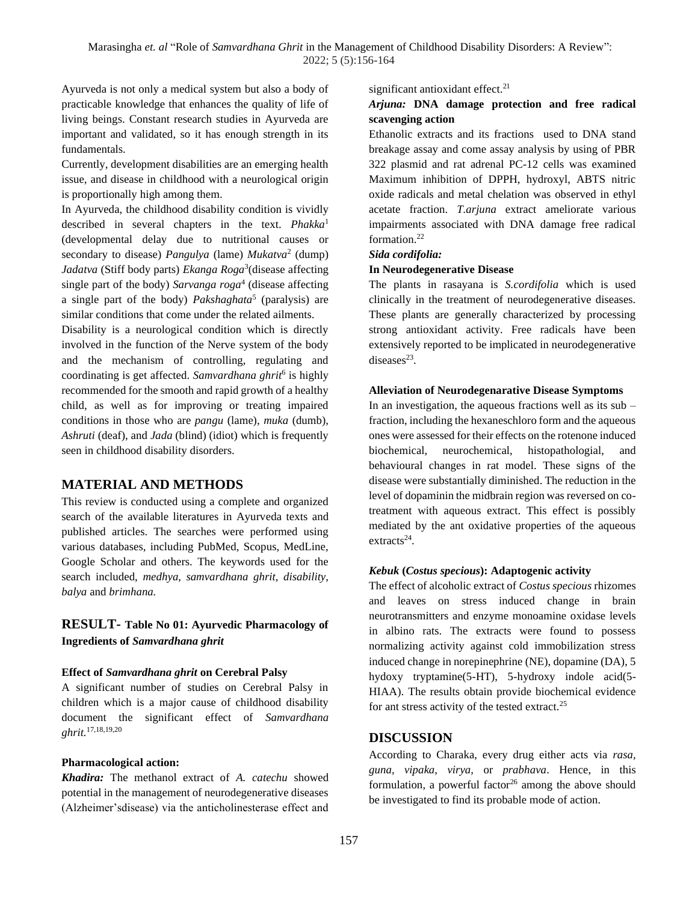Ayurveda is not only a medical system but also a body of practicable knowledge that enhances the quality of life of living beings. Constant research studies in Ayurveda are important and validated, so it has enough strength in its fundamentals.

Currently, development disabilities are an emerging health issue, and disease in childhood with a neurological origin is proportionally high among them.

In Ayurveda, the childhood disability condition is vividly described in several chapters in the text. *Phakka*[1] (developmental delay due to nutritional causes or secondary to disease) *Pangulya* (lame) *Mukatva*[2] (dump) *Jadatva* (Stiff body parts) *Ekanga Roga*[3](disease affecting single part of the body) *Sarvanga roga*[4] (disease affecting a single part of the body) *Pakshaghata*[5] (paralysis) are similar conditions that come under the related ailments.

Disability is a neurological condition which is directly involved in the function of the Nerve system of the body and the mechanism of controlling, regulating and coordinating is get affected. *Samvardhana ghrit*[6] is highly recommended for the smooth and rapid growth of a healthy child, as well as for improving or treating impaired conditions in those who are *pangu* (lame), *muka* (dumb), *Ashruti* (deaf), and *Jada* (blind) (idiot) which is frequently seen in childhood disability disorders.

## MATERIAL AND METHODS

This review is conducted using a complete and organized search of the available literatures in Ayurveda texts and published articles. The searches were performed using various databases, including PubMed, Scopus, MedLine, Google Scholar and others. The keywords used for the search included, *medhya*, *samvardhana ghrit*, *disability*, *balya* and *brimhana.*

## RESULT- Table No 01: Ayurvedic Pharmacology of Ingredients of *Samvardhana ghrit*

**Effect of *Samvardhana ghrit* on Cerebral Palsy**

A significant number of studies on Cerebral Palsy in children which is a major cause of childhood disability document the significant effect of *Samvardhana ghrit.*[17,18,19,20]

**Pharmacological action:**

***Khadira:*** The methanol extract of *A. catechu* showed potential in the management of neurodegenerative diseases (Alzheimer'sdisease) via the anticholinesterase effect and significant antioxidant effect.[21]

***Arjuna:* DNA damage protection and free radical scavenging action**

Ethanolic extracts and its fractions used to DNA stand breakage assay and come assay analysis by using of PBR 322 plasmid and rat adrenal PC-12 cells was examined Maximum inhibition of DPPH, hydroxyl, ABTS nitric oxide radicals and metal chelation was observed in ethyl acetate fraction. *T.arjuna* extract ameliorate various impairments associated with DNA damage free radical formation.[22]

***Sida cordifolia:***

**In Neurodegenerative Disease**

The plants in rasayana is *S.cordifolia* which is used clinically in the treatment of neurodegenerative diseases. These plants are generally characterized by processing strong antioxidant activity. Free radicals have been extensively reported to be implicated in neurodegenerative diseases[23].

**Alleviation of Neurodegenarative Disease Symptoms**

In an investigation, the aqueous fractions well as its sub – fraction, including the hexaneschloro form and the aqueous ones were assessed for their effects on the rotenone induced biochemical, neurochemical, histopathologial, and behavioural changes in rat model. These signs of the disease were substantially diminished. The reduction in the level of dopaminin the midbrain region was reversed on co-treatment with aqueous extract. This effect is possibly mediated by the ant oxidative properties of the aqueous extracts[24].

***Kebuk* (*Costus specious*): Adaptogenic activity**

The effect of alcoholic extract of *Costus specious* rhizomes and leaves on stress induced change in brain neurotransmitters and enzyme monoamine oxidase levels in albino rats. The extracts were found to possess normalizing activity against cold immobilization stress induced change in norepinephrine (NE), dopamine (DA), 5 hydoxy tryptamine(5-HT), 5-hydroxy indole acid(5-HIAA). The results obtain provide biochemical evidence for ant stress activity of the tested extract.[25]

## DISCUSSION

According to Charaka, every drug either acts via *rasa*, *guna*, *vipaka*, *virya*, or *prabhava*. Hence, in this formulation, a powerful factor[26] among the above should be investigated to find its probable mode of action.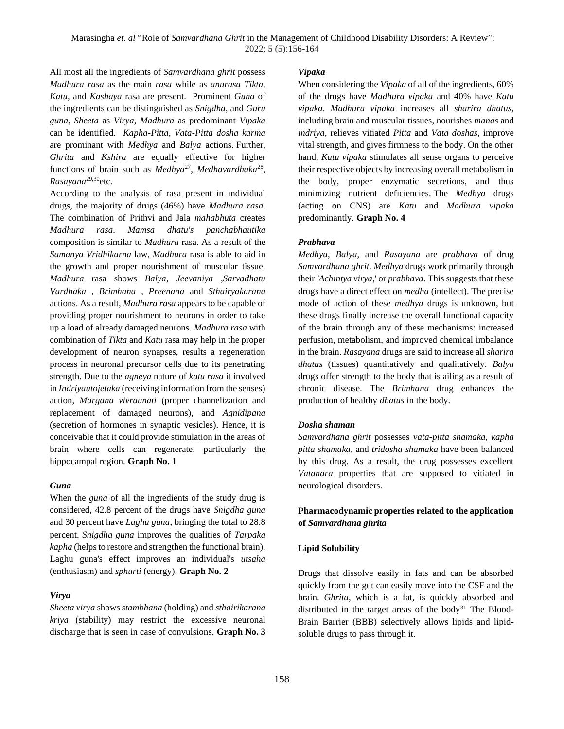All most all the ingredients of *Samvardhana ghrit* possess *Madhura rasa* as the main *rasa* while as *anurasa Tikta*, *Katu*, and *Kashaya* rasa are present. Prominent *Guna* of the ingredients can be distinguished as *Snigdha*, and *Guru guna*, *Sheeta* as *Virya*, *Madhura* as predominant *Vipaka* can be identified. *Kapha-Pitta*, *Vata-Pitta dosha karma* are prominant with *Medhya* and *Balya* actions. Further, *Ghrita* and *Kshira* are equally effective for higher functions of brain such as *Medhya*[27], *Medhavardhaka*[28], *Rasayana*[29,30]etc.

According to the analysis of rasa present in individual drugs, the majority of drugs (46%) have *Madhura rasa*. The combination of Prithvi and Jala *mahabhuta* creates *Madhura rasa*. *Mamsa dhatu's panchabhautika* composition is similar to *Madhura* rasa. As a result of the *Samanya Vridhikarna* law, *Madhura* rasa is able to aid in the growth and proper nourishment of muscular tissue. *Madhura* rasa shows *Balya*, *Jeevaniya* ,*Sarvadhatu Vardhaka* , *Brimhana* , *Preenana* and *Sthairyakarana* actions. As a result, *Madhura rasa* appears to be capable of providing proper nourishment to neurons in order to take up a load of already damaged neurons. *Madhura rasa* with combination of *Tikta* and *Katu* rasa may help in the proper development of neuron synapses, results a regeneration process in neuronal precursor cells due to its penetrating strength. Due to the *agneya* nature of *katu rasa* it involved in *Indriyautojetaka* (receiving information from the senses) action, *Margana vivraunati* (proper channelization and replacement of damaged neurons), and *Agnidipana* (secretion of hormones in synaptic vesicles). Hence, it is conceivable that it could provide stimulation in the areas of brain where cells can regenerate, particularly the hippocampal region. **Graph No. 1**

### *Guna*

When the *guna* of all the ingredients of the study drug is considered, 42.8 percent of the drugs have *Snigdha guna* and 30 percent have *Laghu guna*, bringing the total to 28.8 percent. *Snigdha guna* improves the qualities of *Tarpaka kapha* (helps to restore and strengthen the functional brain). Laghu guna's effect improves an individual's *utsaha* (enthusiasm) and *sphurti* (energy). **Graph No. 2**

### *Virya*

*Sheeta virya* shows *stambhana* (holding) and *sthairikarana kriya* (stability) may restrict the excessive neuronal discharge that is seen in case of convulsions. **Graph No. 3**

### *Vipaka*

When considering the *Vipaka* of all of the ingredients, 60% of the drugs have *Madhura vipaka* and 40% have *Katu vipaka*. *Madhura vipaka* increases all *sharira dhatus*, including brain and muscular tissues, nourishes *manas* and *indriya*, relieves vitiated *Pitta* and *Vata doshas*, improve vital strength, and gives firmness to the body. On the other hand, *Katu vipaka* stimulates all sense organs to perceive their respective objects by increasing overall metabolism in the body, proper enzymatic secretions, and thus minimizing nutrient deficiencies. The *Medhya* drugs (acting on CNS) are *Katu* and *Madhura vipaka* predominantly. **Graph No. 4**

### *Prabhava*

*Medhya*, *Balya*, and *Rasayana* are *prabhava* of drug *Samvardhana ghrit*. *Medhya* drugs work primarily through their *'Achintya virya,'* or *prabhava*. This suggests that these drugs have a direct effect on *medha* (intellect). The precise mode of action of these *medhya* drugs is unknown, but these drugs finally increase the overall functional capacity of the brain through any of these mechanisms: increased perfusion, metabolism, and improved chemical imbalance in the brain. *Rasayana* drugs are said to increase all *sharira dhatus* (tissues) quantitatively and qualitatively. *Balya* drugs offer strength to the body that is ailing as a result of chronic disease. The *Brimhana* drug enhances the production of healthy *dhatus* in the body.

### *Dosha shaman*

*Samvardhana ghrit* possesses *vata-pitta shamaka*, *kapha pitta shamaka*, and *tridosha shamaka* have been balanced by this drug. As a result, the drug possesses excellent *Vatahara* properties that are supposed to vitiated in neurological disorders.

## Pharmacodynamic properties related to the application of *Samvardhana ghrita*

### Lipid Solubility

Drugs that dissolve easily in fats and can be absorbed quickly from the gut can easily move into the CSF and the brain. *Ghrita*, which is a fat, is quickly absorbed and distributed in the target areas of the body[31] The Blood-Brain Barrier (BBB) selectively allows lipids and lipid-soluble drugs to pass through it.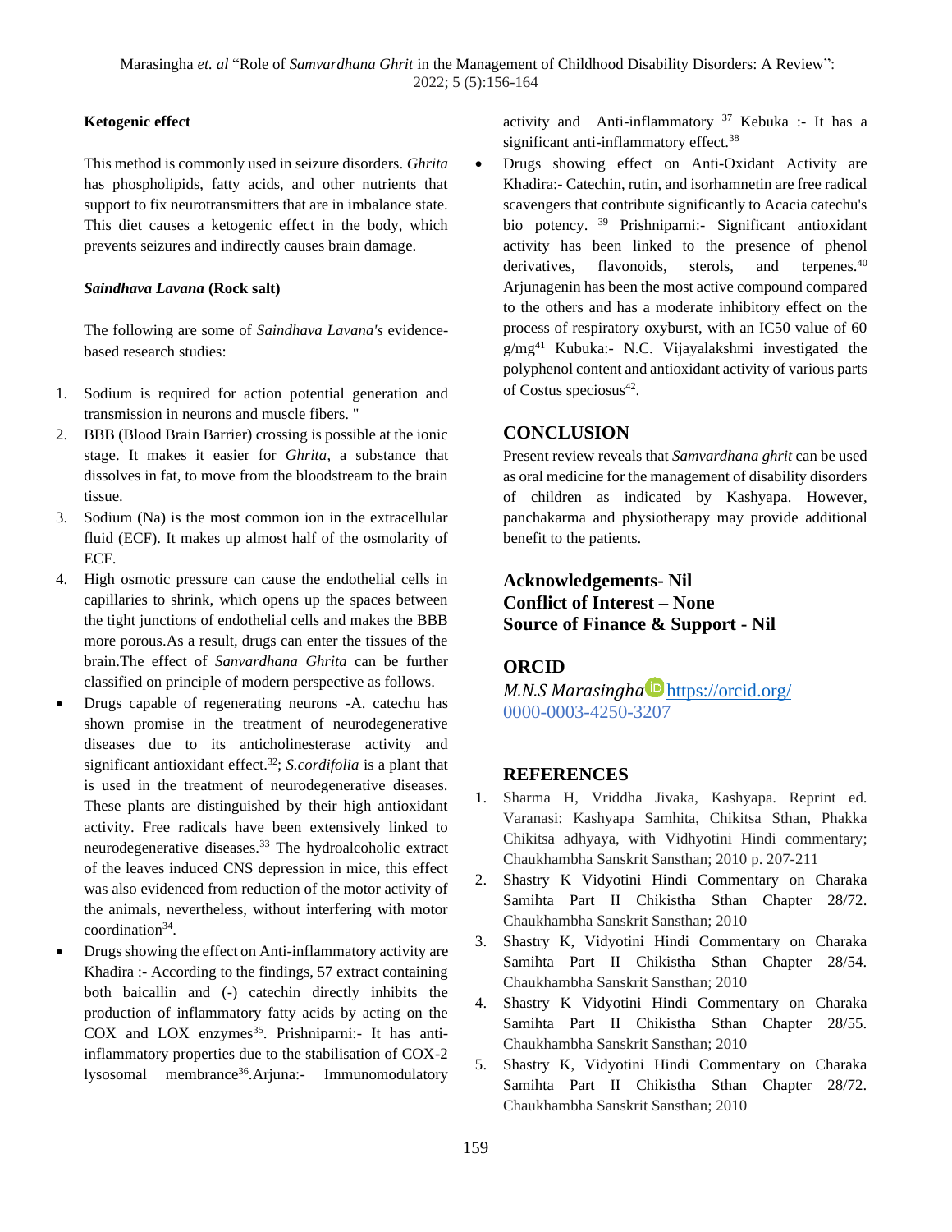**Ketogenic effect**

This method is commonly used in seizure disorders. *Ghrita* has phospholipids, fatty acids, and other nutrients that support to fix neurotransmitters that are in imbalance state. This diet causes a ketogenic effect in the body, which prevents seizures and indirectly causes brain damage.

***Saindhava Lavana*** **(Rock salt)**

The following are some of *Saindhava Lavana's* evidence-based research studies:

1. Sodium is required for action potential generation and transmission in neurons and muscle fibers. "
2. BBB (Blood Brain Barrier) crossing is possible at the ionic stage. It makes it easier for *Ghrita,* a substance that dissolves in fat, to move from the bloodstream to the brain tissue.
3. Sodium (Na) is the most common ion in the extracellular fluid (ECF). It makes up almost half of the osmolarity of ECF.
4. High osmotic pressure can cause the endothelial cells in capillaries to shrink, which opens up the spaces between the tight junctions of endothelial cells and makes the BBB more porous.As a result, drugs can enter the tissues of the brain.The effect of *Sanvardhana Ghrita* can be further classified on principle of modern perspective as follows.

- Drugs capable of regenerating neurons -A. catechu has shown promise in the treatment of neurodegenerative diseases due to its anticholinesterase activity and significant antioxidant effect.[32]; *S.cordifolia* is a plant that is used in the treatment of neurodegenerative diseases. These plants are distinguished by their high antioxidant activity. Free radicals have been extensively linked to neurodegenerative diseases.[33] The hydroalcoholic extract of the leaves induced CNS depression in mice, this effect was also evidenced from reduction of the motor activity of the animals, nevertheless, without interfering with motor coordination[34].
- Drugs showing the effect on Anti-inflammatory activity are Khadira :- According to the findings, 57 extract containing both baicallin and (-) catechin directly inhibits the production of inflammatory fatty acids by acting on the COX and LOX enzymes[35]. Prishniparni:- It has anti-inflammatory properties due to the stabilisation of COX-2 lysosomal membrance[36].Arjuna:- Immunomodulatory activity and Anti-inflammatory [37] Kebuka :- It has a significant anti-inflammatory effect.[38]
- Drugs showing effect on Anti-Oxidant Activity are Khadira:- Catechin, rutin, and isorhamnetin are free radical scavengers that contribute significantly to Acacia catechu's bio potency. [39] Prishniparni:- Significant antioxidant activity has been linked to the presence of phenol derivatives, flavonoids, sterols, and terpenes.[40] Arjunagenin has been the most active compound compared to the others and has a moderate inhibitory effect on the process of respiratory oxyburst, with an IC50 value of 60 g/mg[41] Kubuka:- N.C. Vijayalakshmi investigated the polyphenol content and antioxidant activity of various parts of Costus speciosus[42].

## CONCLUSION

Present review reveals that *Samvardhana ghrit* can be used as oral medicine for the management of disability disorders of children as indicated by Kashyapa. However, panchakarma and physiotherapy may provide additional benefit to the patients.

**Acknowledgements- Nil**
**Conflict of Interest – None**
**Source of Finance & Support - Nil**

## ORCID

*M.N.S Marasingha* https://orcid.org/0000-0003-4250-3207

## REFERENCES

1. Sharma H, Vriddha Jivaka, Kashyapa. Reprint ed. Varanasi: Kashyapa Samhita, Chikitsa Sthan, Phakka Chikitsa adhyaya, with Vidhyotini Hindi commentary; Chaukhambha Sanskrit Sansthan; 2010 p. 207-211
2. Shastry K Vidyotini Hindi Commentary on Charaka Samihta Part II Chikistha Sthan Chapter 28/72. Chaukhambha Sanskrit Sansthan; 2010
3. Shastry K, Vidyotini Hindi Commentary on Charaka Samihta Part II Chikistha Sthan Chapter 28/54. Chaukhambha Sanskrit Sansthan; 2010
4. Shastry K Vidyotini Hindi Commentary on Charaka Samihta Part II Chikistha Sthan Chapter 28/55. Chaukhambha Sanskrit Sansthan; 2010
5. Shastry K, Vidyotini Hindi Commentary on Charaka Samihta Part II Chikistha Sthan Chapter 28/72. Chaukhambha Sanskrit Sansthan; 2010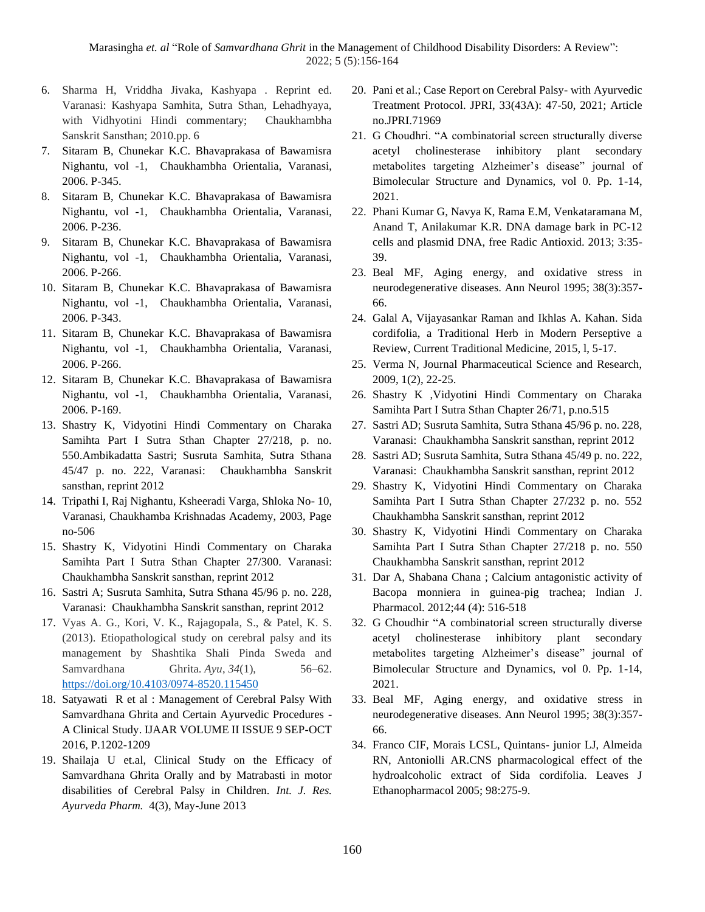6. Sharma H, Vriddha Jivaka, Kashyapa . Reprint ed. Varanasi: Kashyapa Samhita, Sutra Sthan, Lehadhyaya, with Vidhyotini Hindi commentary; Chaukhambha Sanskrit Sansthan; 2010.pp. 6
7. Sitaram B, Chunekar K.C. Bhavaprakasa of Bawamisra Nighantu, vol -1, Chaukhambha Orientalia, Varanasi, 2006. P-345.
8. Sitaram B, Chunekar K.C. Bhavaprakasa of Bawamisra Nighantu, vol -1, Chaukhambha Orientalia, Varanasi, 2006. P-236.
9. Sitaram B, Chunekar K.C. Bhavaprakasa of Bawamisra Nighantu, vol -1, Chaukhambha Orientalia, Varanasi, 2006. P-266.
10. Sitaram B, Chunekar K.C. Bhavaprakasa of Bawamisra Nighantu, vol -1, Chaukhambha Orientalia, Varanasi, 2006. P-343.
11. Sitaram B, Chunekar K.C. Bhavaprakasa of Bawamisra Nighantu, vol -1, Chaukhambha Orientalia, Varanasi, 2006. P-266.
12. Sitaram B, Chunekar K.C. Bhavaprakasa of Bawamisra Nighantu, vol -1, Chaukhambha Orientalia, Varanasi, 2006. P-169.
13. Shastry K, Vidyotini Hindi Commentary on Charaka Samihta Part I Sutra Sthan Chapter 27/218, p. no. 550.Ambikadatta Sastri; Susruta Samhita, Sutra Sthana 45/47 p. no. 222, Varanasi: Chaukhambha Sanskrit sansthan, reprint 2012
14. Tripathi I, Raj Nighantu, Ksheeradi Varga, Shloka No- 10, Varanasi, Chaukhamba Krishnadas Academy, 2003, Page no-506
15. Shastry K, Vidyotini Hindi Commentary on Charaka Samihta Part I Sutra Sthan Chapter 27/300. Varanasi: Chaukhambha Sanskrit sansthan, reprint 2012
16. Sastri A; Susruta Samhita, Sutra Sthana 45/96 p. no. 228, Varanasi: Chaukhambha Sanskrit sansthan, reprint 2012
17. Vyas A. G., Kori, V. K., Rajagopala, S., & Patel, K. S. (2013). Etiopathological study on cerebral palsy and its management by Shashtika Shali Pinda Sweda and Samvardhana Ghrita. *Ayu*, *34*(1), 56–62. https://doi.org/10.4103/0974-8520.115450
18. Satyawati R et al : Management of Cerebral Palsy With Samvardhana Ghrita and Certain Ayurvedic Procedures - A Clinical Study. IJAAR VOLUME II ISSUE 9 SEP-OCT 2016, P.1202-1209
19. Shailaja U et.al, Clinical Study on the Efficacy of Samvardhana Ghrita Orally and by Matrabasti in motor disabilities of Cerebral Palsy in Children. *Int. J. Res. Ayurveda Pharm.* 4(3), May-June 2013
20. Pani et al.; Case Report on Cerebral Palsy- with Ayurvedic Treatment Protocol. JPRI, 33(43A): 47-50, 2021; Article no.JPRI.71969
21. G Choudhri. "A combinatorial screen structurally diverse acetyl cholinesterase inhibitory plant secondary metabolites targeting Alzheimer's disease" journal of Bimolecular Structure and Dynamics, vol 0. Pp. 1-14, 2021.
22. Phani Kumar G, Navya K, Rama E.M, Venkataramana M, Anand T, Anilakumar K.R. DNA damage bark in PC-12 cells and plasmid DNA, free Radic Antioxid. 2013; 3:35-39.
23. Beal MF, Aging energy, and oxidative stress in neurodegenerative diseases. Ann Neurol 1995; 38(3):357-66.
24. Galal A, Vijayasankar Raman and Ikhlas A. Kahan. Sida cordifolia, a Traditional Herb in Modern Perseptive a Review, Current Traditional Medicine, 2015, l, 5-17.
25. Verma N, Journal Pharmaceutical Science and Research, 2009, 1(2), 22-25.
26. Shastry K ,Vidyotini Hindi Commentary on Charaka Samihta Part I Sutra Sthan Chapter 26/71, p.no.515
27. Sastri AD; Susruta Samhita, Sutra Sthana 45/96 p. no. 228, Varanasi: Chaukhambha Sanskrit sansthan, reprint 2012
28. Sastri AD; Susruta Samhita, Sutra Sthana 45/49 p. no. 222, Varanasi: Chaukhambha Sanskrit sansthan, reprint 2012
29. Shastry K, Vidyotini Hindi Commentary on Charaka Samihta Part I Sutra Sthan Chapter 27/232 p. no. 552 Chaukhambha Sanskrit sansthan, reprint 2012
30. Shastry K, Vidyotini Hindi Commentary on Charaka Samihta Part I Sutra Sthan Chapter 27/218 p. no. 550 Chaukhambha Sanskrit sansthan, reprint 2012
31. Dar A, Shabana Chana ; Calcium antagonistic activity of Bacopa monniera in guinea-pig trachea; Indian J. Pharmacol. 2012;44 (4): 516-518
32. G Choudhir "A combinatorial screen structurally diverse acetyl cholinesterase inhibitory plant secondary metabolites targeting Alzheimer's disease" journal of Bimolecular Structure and Dynamics, vol 0. Pp. 1-14, 2021.
33. Beal MF, Aging energy, and oxidative stress in neurodegenerative diseases. Ann Neurol 1995; 38(3):357-66.
34. Franco CIF, Morais LCSL, Quintans- junior LJ, Almeida RN, Antoniolli AR.CNS pharmacological effect of the hydroalcoholic extract of Sida cordifolia. Leaves J Ethanopharmacol 2005; 98:275-9.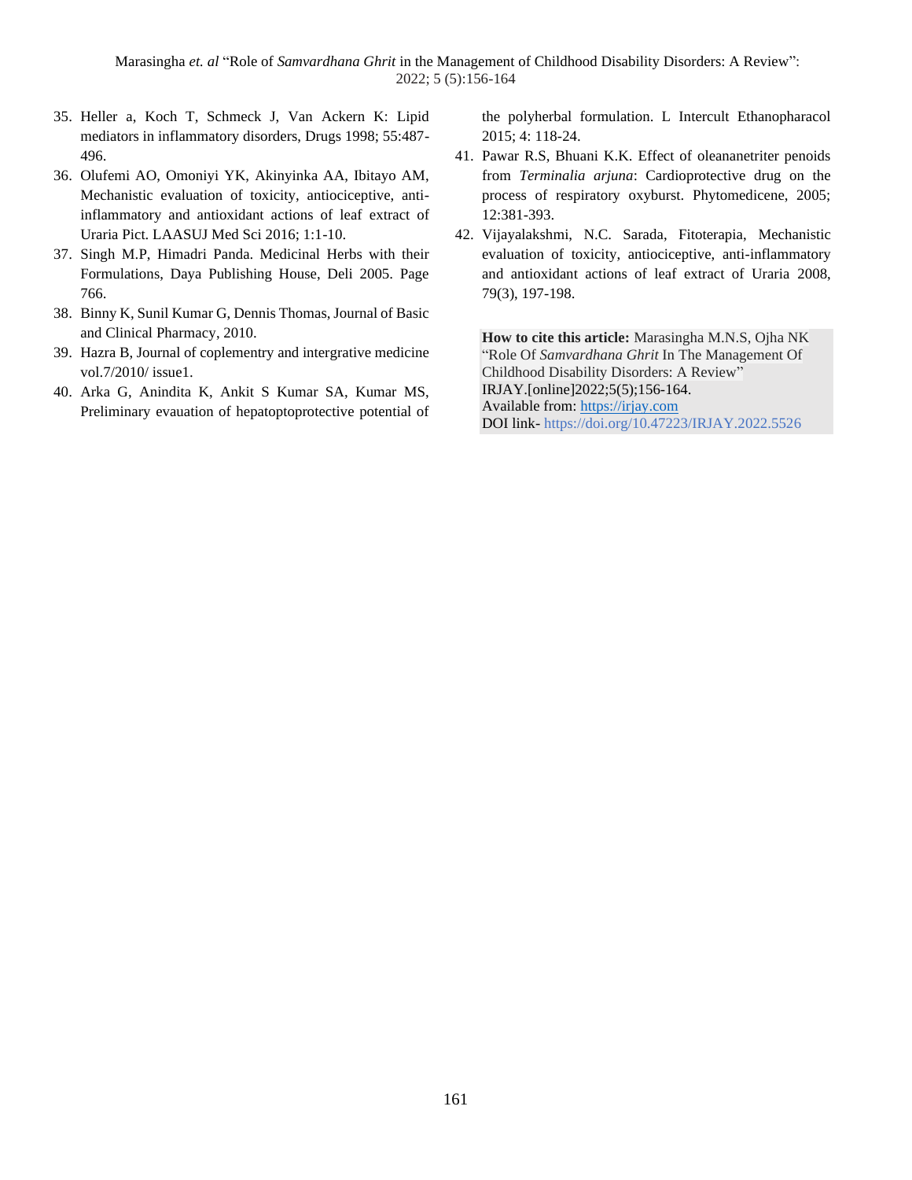35. Heller a, Koch T, Schmeck J, Van Ackern K: Lipid mediators in inflammatory disorders, Drugs 1998; 55:487-496.
36. Olufemi AO, Omoniyi YK, Akinyinka AA, Ibitayo AM, Mechanistic evaluation of toxicity, antiociceptive, anti-inflammatory and antioxidant actions of leaf extract of Uraria Pict. LAASUJ Med Sci 2016; 1:1-10.
37. Singh M.P, Himadri Panda. Medicinal Herbs with their Formulations, Daya Publishing House, Deli 2005. Page 766.
38. Binny K, Sunil Kumar G, Dennis Thomas, Journal of Basic and Clinical Pharmacy, 2010.
39. Hazra B, Journal of coplementry and intergrative medicine vol.7/2010/ issue1.
40. Arka G, Anindita K, Ankit S Kumar SA, Kumar MS, Preliminary evauation of hepatoptoprotective potential of the polyherbal formulation. L Intercult Ethanopharacol 2015; 4: 118-24.
41. Pawar R.S, Bhuani K.K. Effect of oleananetriter penoids from *Terminalia arjuna*: Cardioprotective drug on the process of respiratory oxyburst. Phytomedicene, 2005; 12:381-393.
42. Vijayalakshmi, N.C. Sarada, Fitoterapia, Mechanistic evaluation of toxicity, antiociceptive, anti-inflammatory and antioxidant actions of leaf extract of Uraria 2008, 79(3), 197-198.

**How to cite this article:** Marasingha M.N.S, Ojha NK "Role Of *Samvardhana Ghrit* In The Management Of Childhood Disability Disorders: A Review" IRJAY.[online]2022;5(5);156-164.
Available from: https://irjay.com
DOI link- https://doi.org/10.47223/IRJAY.2022.5526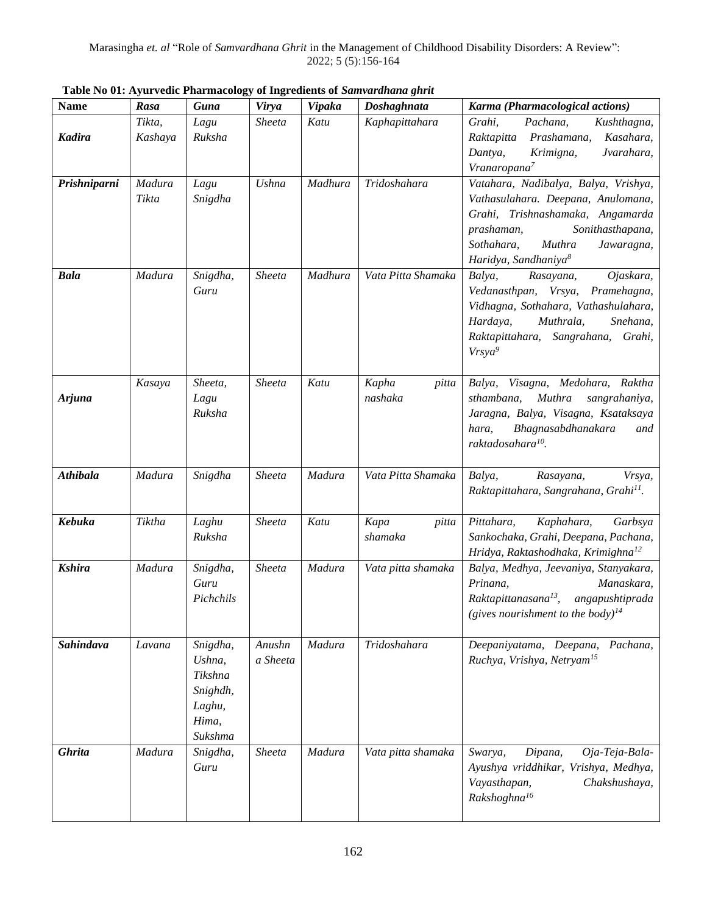**Table No 01: Ayurvedic Pharmacology of Ingredients of *Samvardhana ghrit***

| Name | Rasa | Guna | Virya | Vipaka | Doshaghnata | Karma (Pharmacological actions) |
|---|---|---|---|---|---|---|
| ***Kadira*** | *Tikta, Kashaya* | *Lagu Ruksha* | *Sheeta* | *Katu* | *Kaphapittahara* | *Grahi, Pachana, Kushthagna, Raktapitta Prashamana, Kasahara, Dantya, Krimigna, Jvarahara, Vranaropana*[7] |
| ***Prishniparni*** | *Madura Tikta* | *Lagu Snigdha* | *Ushna* | *Madhura* | *Tridoshahara* | *Vatahara, Nadibalya, Balya, Vrishya, Vathasulahara. Deepana, Anulomana, Grahi, Trishnashamaka, Angamarda prashaman, Sonithasthapana, Sothahara, Muthra Jawaragna, Haridya, Sandhaniya*[8] |
| ***Bala*** | *Madura* | *Snigdha, Guru* | *Sheeta* | *Madhura* | *Vata Pitta Shamaka* | *Balya, Rasayana, Ojaskara, Vedanasthpan, Vrsya, Pramehagna, Vidhagna, Sothahara, Vathashulahara, Hardaya, Muthrala, Snehana, Raktapittahara, Sangrahana, Grahi, Vrsya*[9] |
| ***Arjuna*** | *Kasaya* | *Sheeta, Lagu Ruksha* | *Sheeta* | *Katu* | *Kapha pitta nashaka* | *Balya, Visagna, Medohara, Raktha sthambana, Muthra sangrahaniya, Jaragna, Balya, Visagna, Ksataksaya hara, Bhagnasabdhanakara and raktadosahara*[10]. |
| ***Athibala*** | *Madura* | *Snigdha* | *Sheeta* | *Madura* | *Vata Pitta Shamaka* | *Balya, Rasayana, Vrsya, Raktapittahara, Sangrahana, Grahi*[11]. |
| ***Kebuka*** | *Tiktha* | *Laghu Ruksha* | *Sheeta* | *Katu* | *Kapa pitta shamaka* | *Pittahara, Kaphahara, Garbsya Sankochaka, Grahi, Deepana, Pachana, Hridya, Raktashodhaka, Krimighna*[12] |
| ***Kshira*** | *Madura* | *Snigdha, Guru Pichchils* | *Sheeta* | *Madura* | *Vata pitta shamaka* | *Balya, Medhya, Jeevaniya, Stanyakara, Prinana, Manaskara, Raktapittanasana*[13], *angapushtiprada (gives nourishment to the body)*[14] |
| ***Sahindava*** | *Lavana* | *Snigdha, Ushna, Tikshna Snighdh, Laghu, Hima, Sukshma* | *Anushna Sheeta* | *Madura* | *Tridoshahara* | *Deepaniyatama, Deepana, Pachana, Ruchya, Vrishya, Netryam*[15] |
| ***Ghrita*** | *Madura* | *Snigdha, Guru* | *Sheeta* | *Madura* | *Vata pitta shamaka* | *Swarya, Dipana, Oja-Teja-Bala-Ayushya vriddhikar, Vrishya, Medhya, Vayasthapan, Chakshushaya, Rakshoghna*[16] |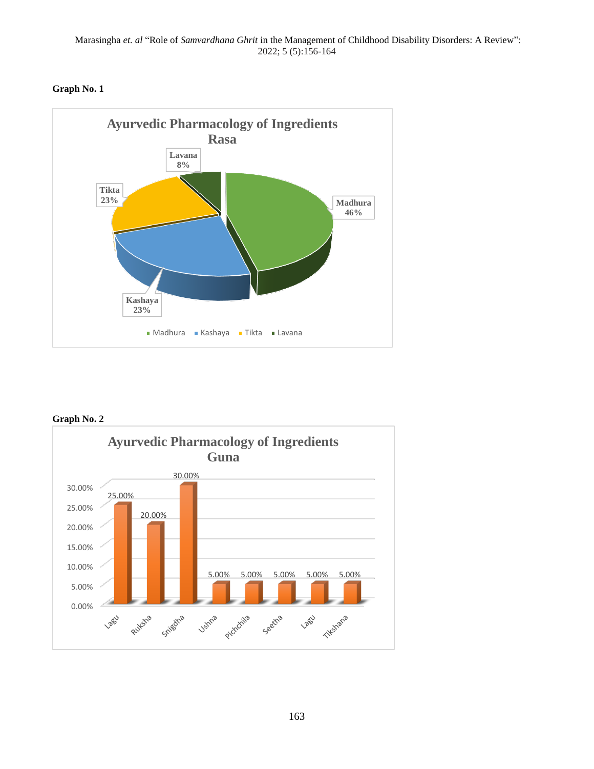**Graph No. 1**

**Ayurvedic Pharmacology of Ingredients Rasa**

| Rasa | Percentage |
|---|---|
| Madhura | 46% |
| Kashaya | 23% |
| Tikta | 23% |
| Lavana | 8% |

**Graph No. 2**

**Ayurvedic Pharmacology of Ingredients Guna**

| Guna | Percentage |
|---|---|
| Lagu | 25.00% |
| Ruksha | 20.00% |
| Snigdha | 30.00% |
| Ushna | 5.00% |
| Pichchila | 5.00% |
| Seetha | 5.00% |
| Lagu | 5.00% |
| Tikshana | 5.00% |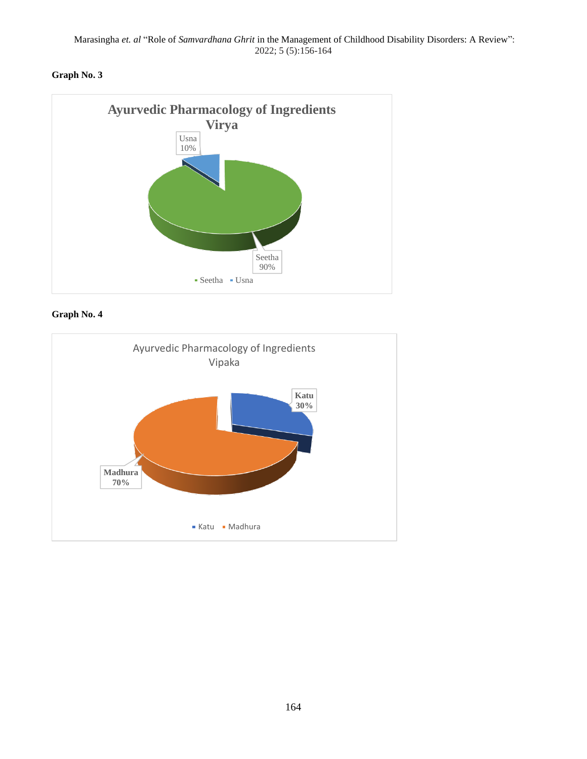**Graph No. 3**

Ayurvedic Pharmacology of Ingredients
Virya

Usna
10%

Seetha
90%

Seetha Usna

**Graph No. 4**

Ayurvedic Pharmacology of Ingredients
Vipaka

Katu
30%

Madhura
70%

Katu Madhura